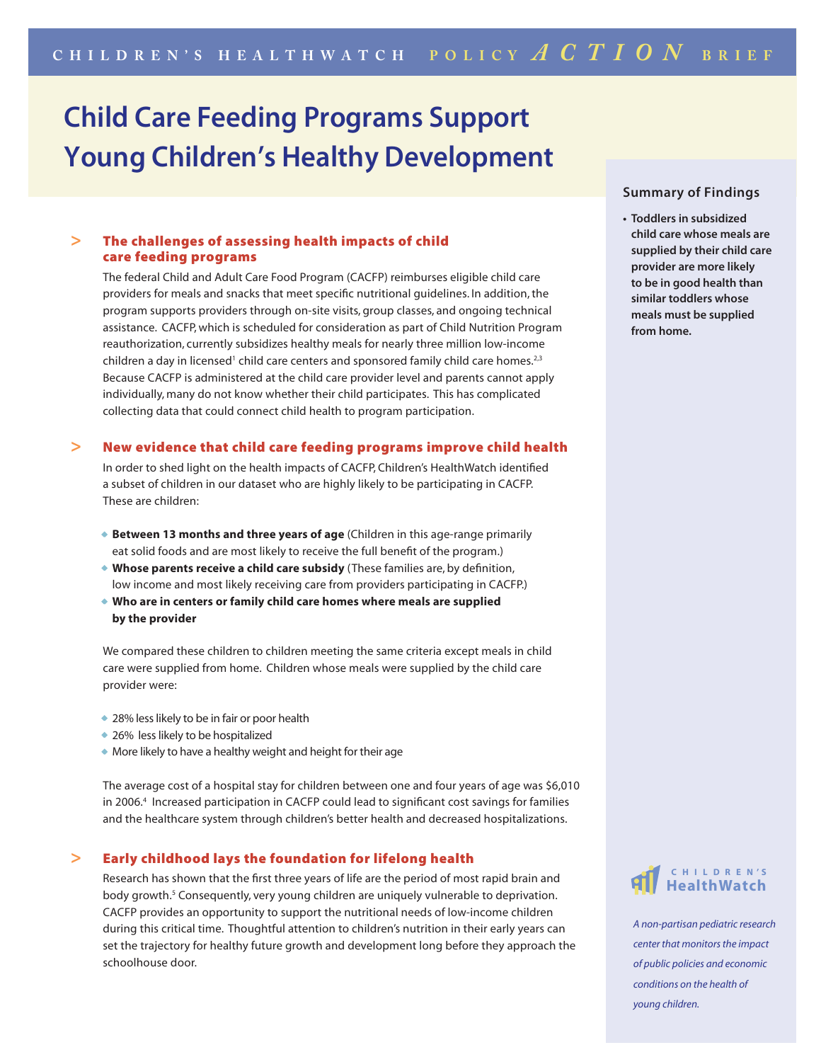CHILDREN'S HEALTHWATCH POLICY *ACTION* BRIEF

# Child Care Feeding Programs Support Young Children's Healthy Development

## The challenges of assessing health impacts of child care feeding programs

The federal Child and Adult Care Food Program (CACFP) reimburses eligible child care providers for meals and snacks that meet specific nutritional guidelines. In addition, the program supports providers through on-site visits, group classes, and ongoing technical assistance. CACFP, which is scheduled for consideration as part of Child Nutrition Program reauthorization, currently subsidizes healthy meals for nearly three million low-income children a day in licensed[1] child care centers and sponsored family child care homes.[2,3] Because CACFP is administered at the child care provider level and parents cannot apply individually, many do not know whether their child participates. This has complicated collecting data that could connect child health to program participation.

## New evidence that child care feeding programs improve child health

In order to shed light on the health impacts of CACFP, Children's HealthWatch identified a subset of children in our dataset who are highly likely to be participating in CACFP. These are children:

- **Between 13 months and three years of age** (Children in this age-range primarily eat solid foods and are most likely to receive the full benefit of the program.)
- **Whose parents receive a child care subsidy** (These families are, by definition, low income and most likely receiving care from providers participating in CACFP.)
- **Who are in centers or family child care homes where meals are supplied by the provider**

We compared these children to children meeting the same criteria except meals in child care were supplied from home. Children whose meals were supplied by the child care provider were:

- 28% less likely to be in fair or poor health
- 26% less likely to be hospitalized
- More likely to have a healthy weight and height for their age

The average cost of a hospital stay for children between one and four years of age was $6,010 in 2006.[4] Increased participation in CACFP could lead to significant cost savings for families and the healthcare system through children's better health and decreased hospitalizations.

## Early childhood lays the foundation for lifelong health

Research has shown that the first three years of life are the period of most rapid brain and body growth.[5] Consequently, very young children are uniquely vulnerable to deprivation. CACFP provides an opportunity to support the nutritional needs of low-income children during this critical time. Thoughtful attention to children's nutrition in their early years can set the trajectory for healthy future growth and development long before they approach the schoolhouse door.

### Summary of Findings

- **Toddlers in subsidized child care whose meals are supplied by their child care provider are more likely to be in good health than similar toddlers whose meals must be supplied from home.**

CHILDREN'S HealthWatch

*A non-partisan pediatric research center that monitors the impact of public policies and economic conditions on the health of young children.*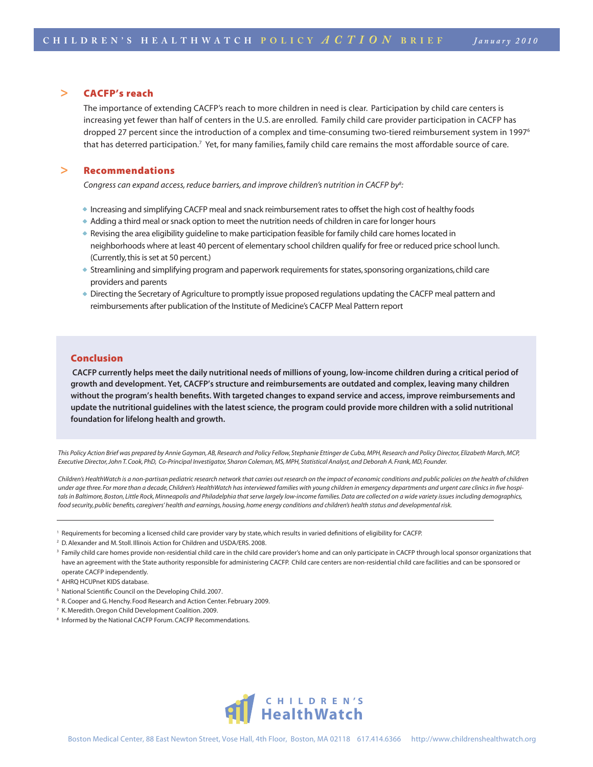## > CACFP's reach

The importance of extending CACFP's reach to more children in need is clear. Participation by child care centers is increasing yet fewer than half of centers in the U.S. are enrolled. Family child care provider participation in CACFP has dropped 27 percent since the introduction of a complex and time-consuming two-tiered reimbursement system in 1997[6] that has deterred participation.[7] Yet, for many families, family child care remains the most affordable source of care.

## > Recommendations

*Congress can expand access, reduce barriers, and improve children's nutrition in CACFP by[8]:*

- Increasing and simplifying CACFP meal and snack reimbursement rates to offset the high cost of healthy foods
- Adding a third meal or snack option to meet the nutrition needs of children in care for longer hours
- Revising the area eligibility guideline to make participation feasible for family child care homes located in neighborhoods where at least 40 percent of elementary school children qualify for free or reduced price school lunch. (Currently, this is set at 50 percent.)
- Streamlining and simplifying program and paperwork requirements for states, sponsoring organizations, child care providers and parents
- Directing the Secretary of Agriculture to promptly issue proposed regulations updating the CACFP meal pattern and reimbursements after publication of the Institute of Medicine's CACFP Meal Pattern report

## Conclusion

**CACFP currently helps meet the daily nutritional needs of millions of young, low-income children during a critical period of growth and development. Yet, CACFP's structure and reimbursements are outdated and complex, leaving many children without the program's health benefits. With targeted changes to expand service and access, improve reimbursements and update the nutritional guidelines with the latest science, the program could provide more children with a solid nutritional foundation for lifelong health and growth.**

*This Policy Action Brief was prepared by Annie Gayman, AB, Research and Policy Fellow, Stephanie Ettinger de Cuba, MPH, Research and Policy Director, Elizabeth March, MCP, Executive Director, John T. Cook, PhD, Co-Principal Investigator, Sharon Coleman, MS, MPH, Statistical Analyst, and Deborah A. Frank, MD, Founder.*

*Children's HealthWatch is a non-partisan pediatric research network that carries out research on the impact of economic conditions and public policies on the health of children under age three. For more than a decade, Children's HealthWatch has interviewed families with young children in emergency departments and urgent care clinics in five hospitals in Baltimore, Boston, Little Rock, Minneapolis and Philadelphia that serve largely low-income families. Data are collected on a wide variety issues including demographics, food security, public benefits, caregivers' health and earnings, housing, home energy conditions and children's health status and developmental risk.*

---

[1] Requirements for becoming a licensed child care provider vary by state, which results in varied definitions of eligibility for CACFP.

[2] D. Alexander and M. Stoll. Illinois Action for Children and USDA/ERS. 2008.

[3] Family child care homes provide non-residential child care in the child care provider's home and can only participate in CACFP through local sponsor organizations that have an agreement with the State authority responsible for administering CACFP. Child care centers are non-residential child care facilities and can be sponsored or operate CACFP independently.

[4] AHRQ HCUPnet KIDS database.

[5] National Scientific Council on the Developing Child. 2007.

[6] R. Cooper and G. Henchy. Food Research and Action Center. February 2009.

[7] K. Meredith. Oregon Child Development Coalition. 2009.

[8] Informed by the National CACFP Forum. CACFP Recommendations.

CHILDREN'S HealthWatch

Boston Medical Center, 88 East Newton Street, Vose Hall, 4th Floor, Boston, MA 02118 617.414.6366 http://www.childrenshealthwatch.org